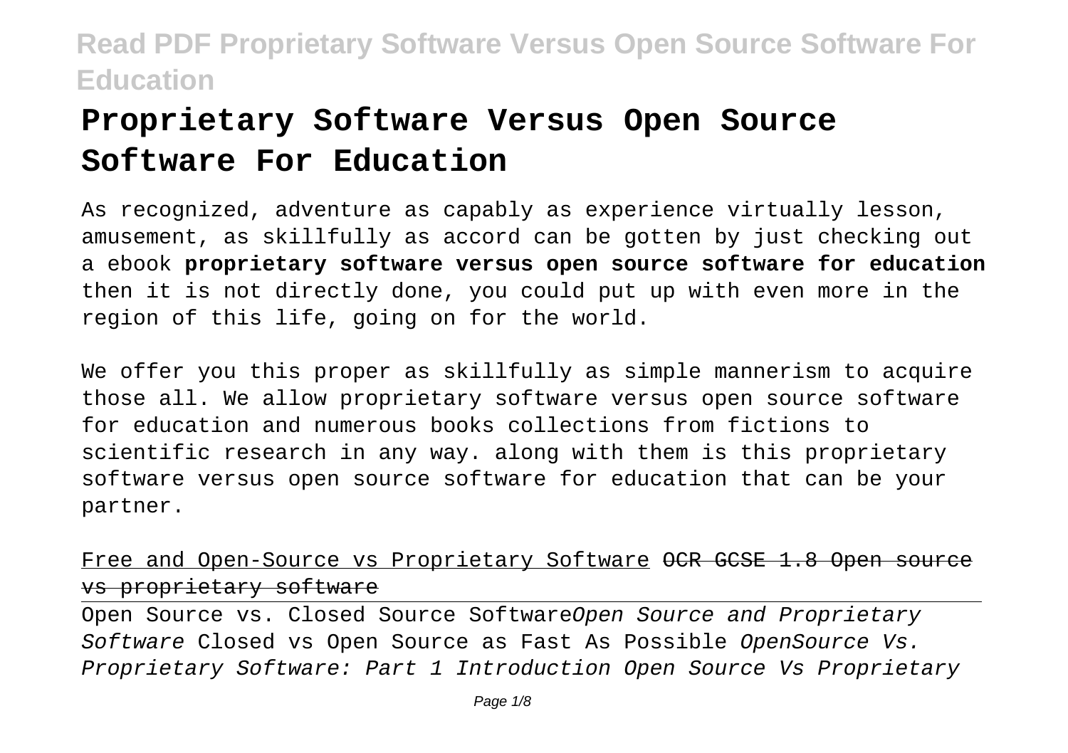# Proprietary Software Versus Open Source Software For Education

As recognized, adventure as capably as experience virtually lesson, amusement, as skillfully as accord can be gotten by just checking out a ebook **proprietary software versus open source software for education** then it is not directly done, you could put up with even more in the region of this life, going on for the world.

We offer you this proper as skillfully as simple mannerism to acquire those all. We allow proprietary software versus open source software for education and numerous books collections from fictions to scientific research in any way. along with them is this proprietary software versus open source software for education that can be your partner.

Free and Open-Source vs Proprietary Software ~~OCR GCSE 1.8 Open source vs proprietary software~~

Open Source vs. Closed Source Software *Open Source and Proprietary Software* Closed vs Open Source as Fast As Possible *OpenSource Vs. Proprietary Software: Part 1 Introduction Open Source Vs Proprietary*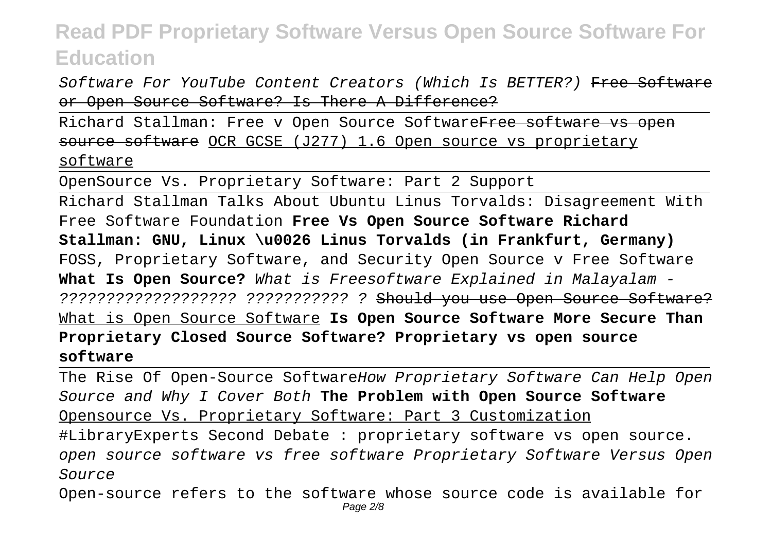*Software For YouTube Content Creators (Which Is BETTER?)* ~~Free Software or Open Source Software? Is There A Difference?~~

Richard Stallman: Free v Open Source Software~~Free software vs open source software~~ OCR GCSE (J277) 1.6 Open source vs proprietary software

OpenSource Vs. Proprietary Software: Part 2 Support

Richard Stallman Talks About Ubuntu Linus Torvalds: Disagreement With Free Software Foundation **Free Vs Open Source Software Richard Stallman: GNU, Linux \u0026 Linus Torvalds (in Frankfurt, Germany)** FOSS, Proprietary Software, and Security Open Source v Free Software **What Is Open Source?** *What is Freesoftware Explained in Malayalam - ??????????????????? ??????????? ?* ~~Should you use Open Source Software?~~ What is Open Source Software **Is Open Source Software More Secure Than Proprietary Closed Source Software? Proprietary vs open source software**

The Rise Of Open-Source Software*How Proprietary Software Can Help Open Source and Why I Cover Both* **The Problem with Open Source Software** Opensource Vs. Proprietary Software: Part 3 Customization

#LibraryExperts Second Debate : proprietary software vs open source. *open source software vs free software Proprietary Software Versus Open Source*

Open-source refers to the software whose source code is available for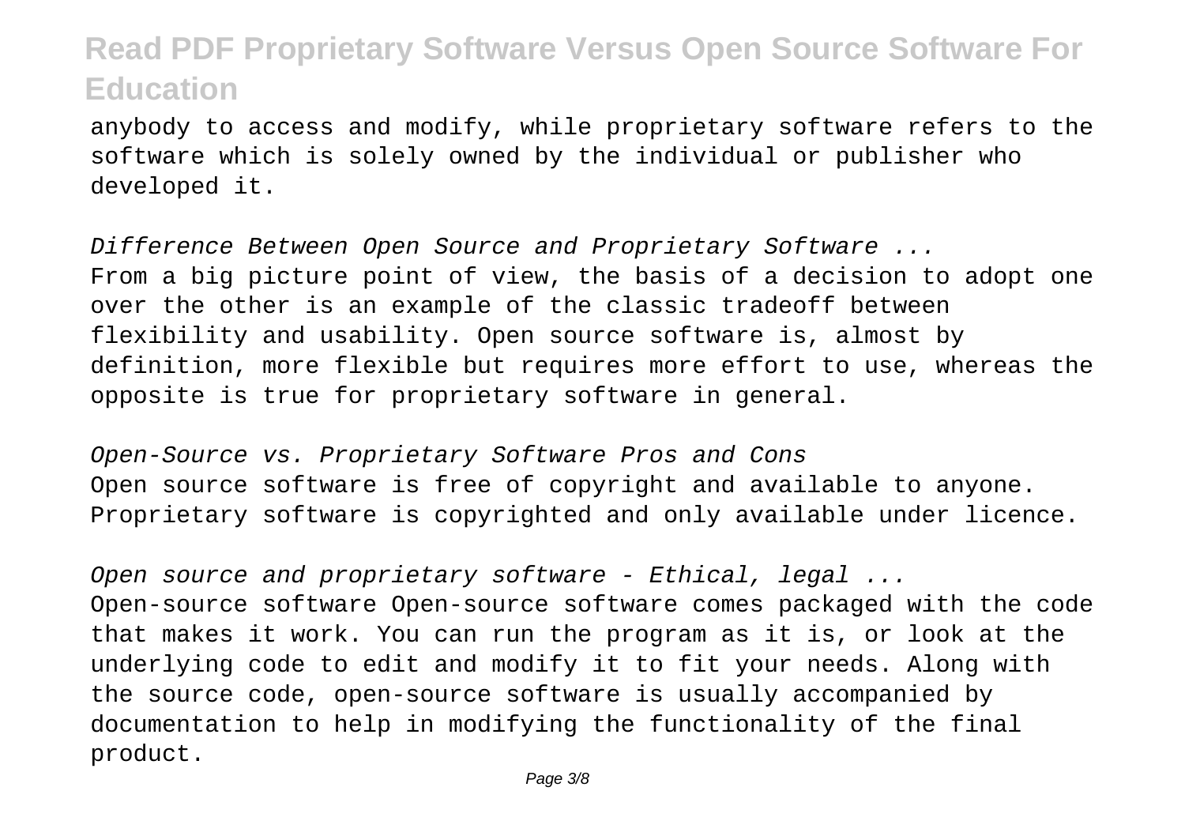anybody to access and modify, while proprietary software refers to the software which is solely owned by the individual or publisher who developed it.

*Difference Between Open Source and Proprietary Software ...*
From a big picture point of view, the basis of a decision to adopt one over the other is an example of the classic tradeoff between flexibility and usability. Open source software is, almost by definition, more flexible but requires more effort to use, whereas the opposite is true for proprietary software in general.

*Open-Source vs. Proprietary Software Pros and Cons*
Open source software is free of copyright and available to anyone. Proprietary software is copyrighted and only available under licence.

*Open source and proprietary software - Ethical, legal ...*
Open-source software Open-source software comes packaged with the code that makes it work. You can run the program as it is, or look at the underlying code to edit and modify it to fit your needs. Along with the source code, open-source software is usually accompanied by documentation to help in modifying the functionality of the final product.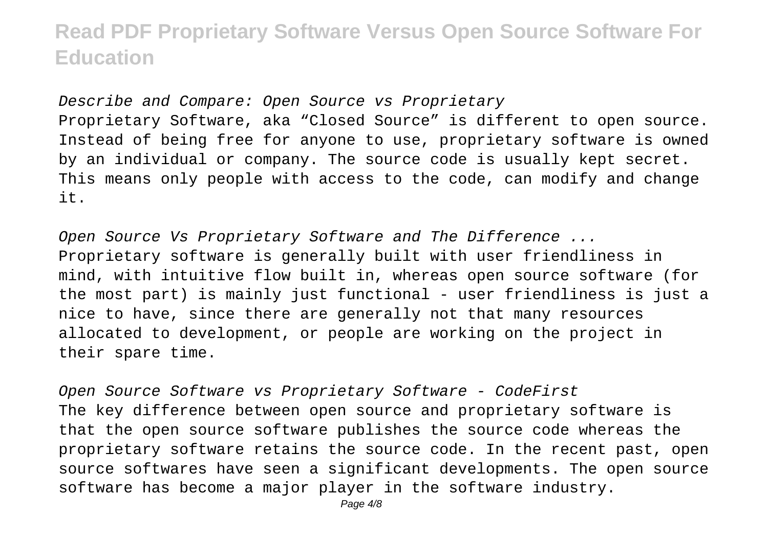*Describe and Compare: Open Source vs Proprietary*

Proprietary Software, aka “Closed Source” is different to open source. Instead of being free for anyone to use, proprietary software is owned by an individual or company. The source code is usually kept secret. This means only people with access to the code, can modify and change it.

*Open Source Vs Proprietary Software and The Difference ...*

Proprietary software is generally built with user friendliness in mind, with intuitive flow built in, whereas open source software (for the most part) is mainly just functional - user friendliness is just a nice to have, since there are generally not that many resources allocated to development, or people are working on the project in their spare time.

*Open Source Software vs Proprietary Software - CodeFirst*

The key difference between open source and proprietary software is that the open source software publishes the source code whereas the proprietary software retains the source code. In the recent past, open source softwares have seen a significant developments. The open source software has become a major player in the software industry.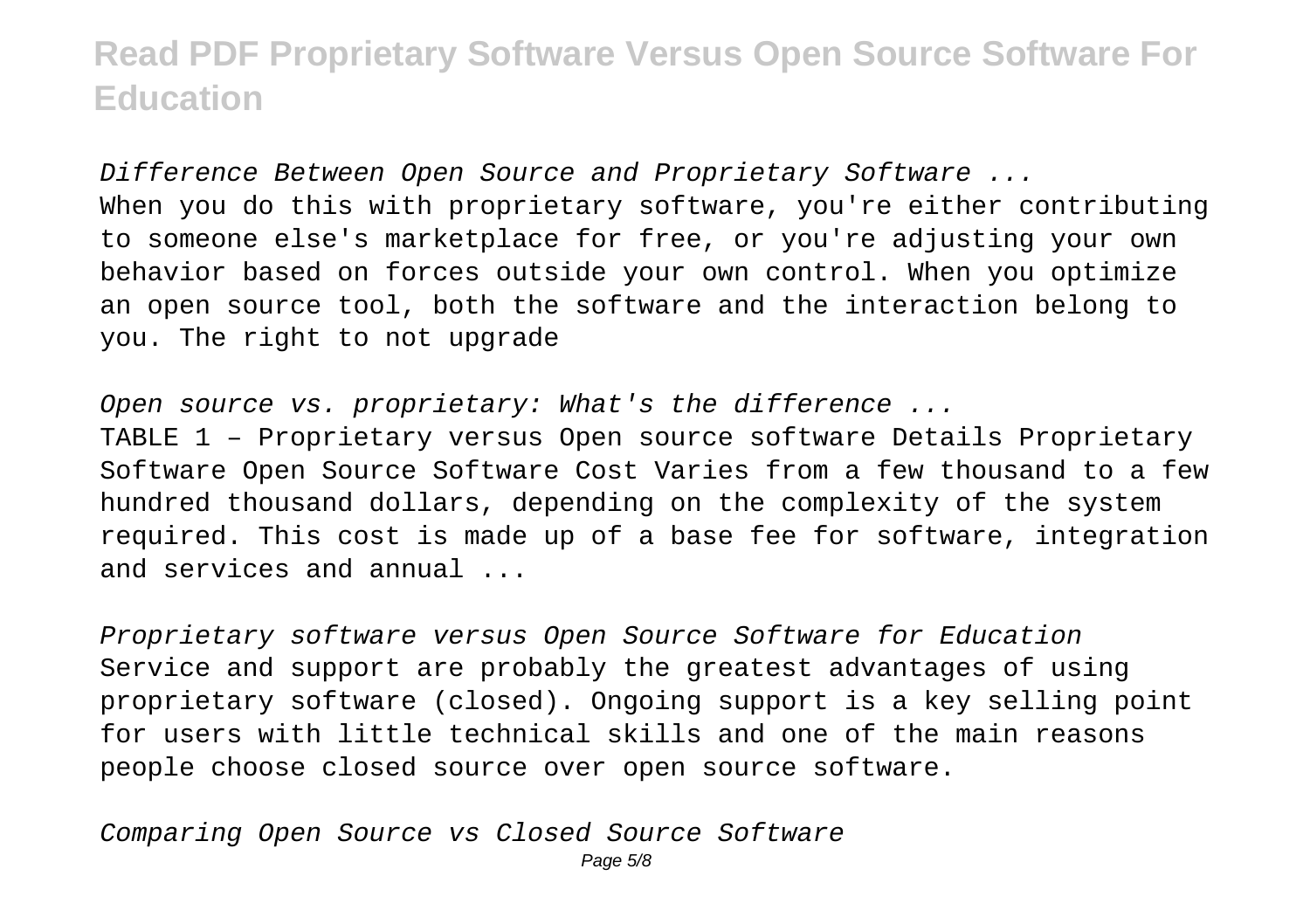Difference Between Open Source and Proprietary Software ...
When you do this with proprietary software, you're either contributing to someone else's marketplace for free, or you're adjusting your own behavior based on forces outside your own control. When you optimize an open source tool, both the software and the interaction belong to you. The right to not upgrade

*Open source vs. proprietary: What's the difference ...*
TABLE 1 – Proprietary versus Open source software Details Proprietary Software Open Source Software Cost Varies from a few thousand to a few hundred thousand dollars, depending on the complexity of the system required. This cost is made up of a base fee for software, integration and services and annual ...

*Proprietary software versus Open Source Software for Education*
Service and support are probably the greatest advantages of using proprietary software (closed). Ongoing support is a key selling point for users with little technical skills and one of the main reasons people choose closed source over open source software.

*Comparing Open Source vs Closed Source Software*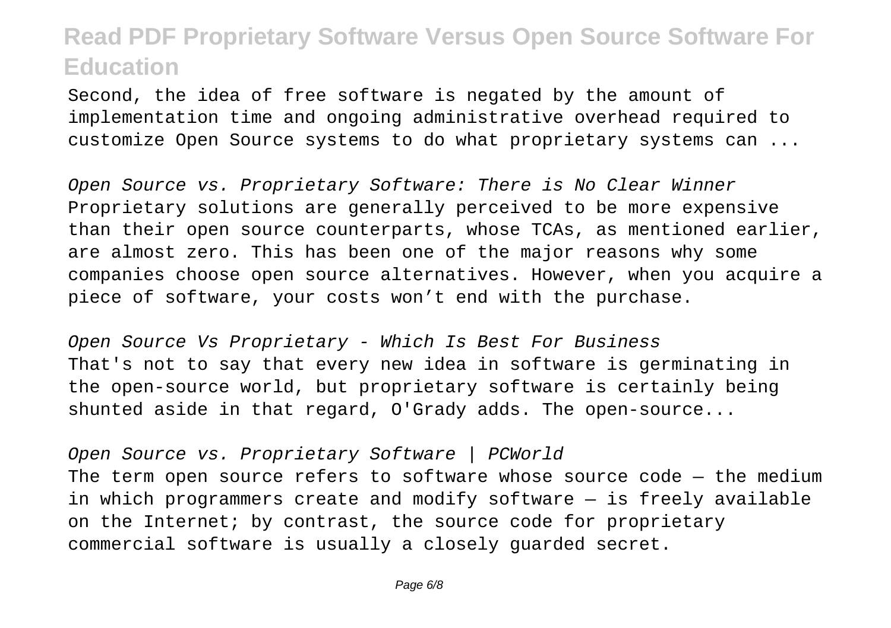Second, the idea of free software is negated by the amount of implementation time and ongoing administrative overhead required to customize Open Source systems to do what proprietary systems can ...

*Open Source vs. Proprietary Software: There is No Clear Winner*
Proprietary solutions are generally perceived to be more expensive than their open source counterparts, whose TCAs, as mentioned earlier, are almost zero. This has been one of the major reasons why some companies choose open source alternatives. However, when you acquire a piece of software, your costs won't end with the purchase.

*Open Source Vs Proprietary - Which Is Best For Business*
That's not to say that every new idea in software is germinating in the open-source world, but proprietary software is certainly being shunted aside in that regard, O'Grady adds. The open-source...

*Open Source vs. Proprietary Software | PCWorld*
The term open source refers to software whose source code — the medium in which programmers create and modify software — is freely available on the Internet; by contrast, the source code for proprietary commercial software is usually a closely guarded secret.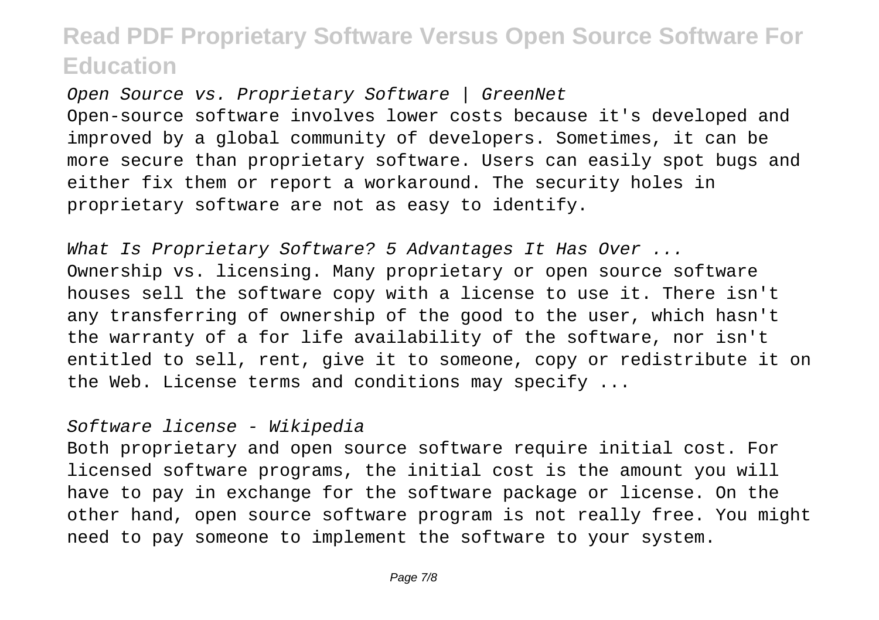*Open Source vs. Proprietary Software | GreenNet*

Open-source software involves lower costs because it's developed and improved by a global community of developers. Sometimes, it can be more secure than proprietary software. Users can easily spot bugs and either fix them or report a workaround. The security holes in proprietary software are not as easy to identify.

*What Is Proprietary Software? 5 Advantages It Has Over ...*

Ownership vs. licensing. Many proprietary or open source software houses sell the software copy with a license to use it. There isn't any transferring of ownership of the good to the user, which hasn't the warranty of a for life availability of the software, nor isn't entitled to sell, rent, give it to someone, copy or redistribute it on the Web. License terms and conditions may specify ...

*Software license - Wikipedia*

Both proprietary and open source software require initial cost. For licensed software programs, the initial cost is the amount you will have to pay in exchange for the software package or license. On the other hand, open source software program is not really free. You might need to pay someone to implement the software to your system.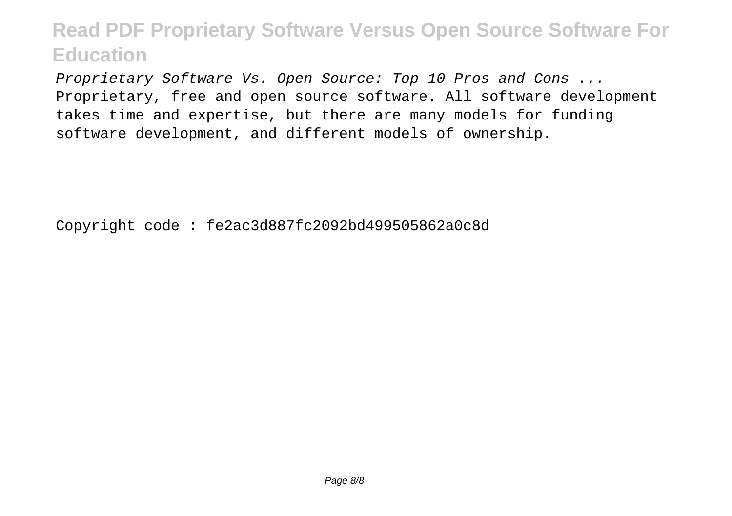*Proprietary Software Vs. Open Source: Top 10 Pros and Cons ...*
Proprietary, free and open source software. All software development takes time and expertise, but there are many models for funding software development, and different models of ownership.

Copyright code : fe2ac3d887fc2092bd499505862a0c8d